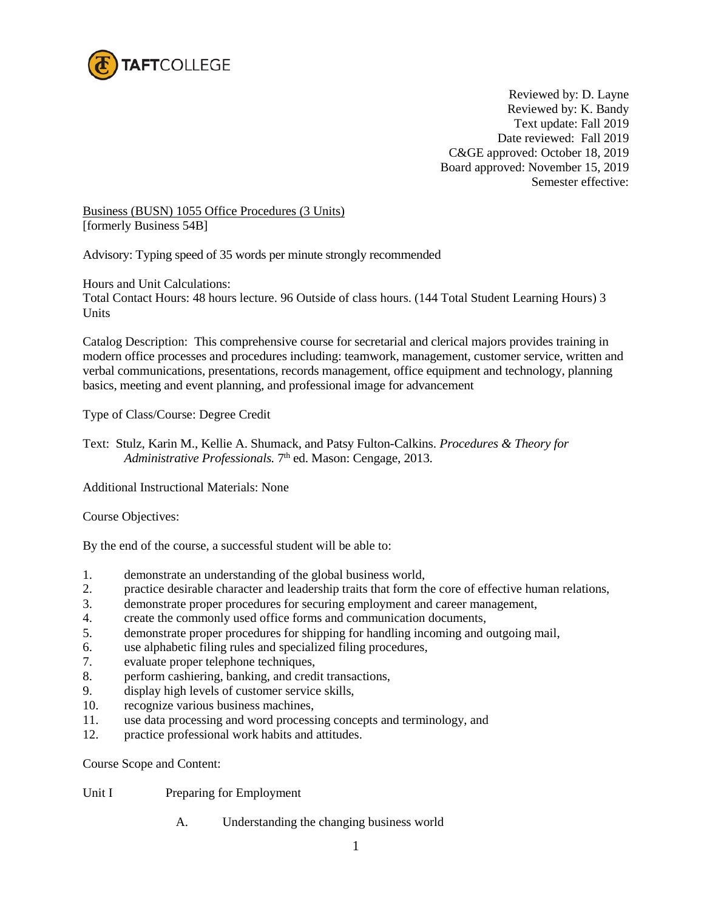TAFTCOLLEGE

Reviewed by: D. Layne
Reviewed by: K. Bandy
Text update: Fall 2019
Date reviewed: Fall 2019
C&GE approved: October 18, 2019
Board approved: November 15, 2019
Semester effective:

Business (BUSN) 1055 Office Procedures (3 Units)
[formerly Business 54B]

Advisory: Typing speed of 35 words per minute strongly recommended

Hours and Unit Calculations:
Total Contact Hours: 48 hours lecture. 96 Outside of class hours. (144 Total Student Learning Hours) 3 Units

Catalog Description: This comprehensive course for secretarial and clerical majors provides training in modern office processes and procedures including: teamwork, management, customer service, written and verbal communications, presentations, records management, office equipment and technology, planning basics, meeting and event planning, and professional image for advancement

Type of Class/Course: Degree Credit

Text: Stulz, Karin M., Kellie A. Shumack, and Patsy Fulton-Calkins. *Procedures & Theory for Administrative Professionals.* 7th ed. Mason: Cengage, 2013.

Additional Instructional Materials: None

Course Objectives:

By the end of the course, a successful student will be able to:

1. demonstrate an understanding of the global business world,
2. practice desirable character and leadership traits that form the core of effective human relations,
3. demonstrate proper procedures for securing employment and career management,
4. create the commonly used office forms and communication documents,
5. demonstrate proper procedures for shipping for handling incoming and outgoing mail,
6. use alphabetic filing rules and specialized filing procedures,
7. evaluate proper telephone techniques,
8. perform cashiering, banking, and credit transactions,
9. display high levels of customer service skills,
10. recognize various business machines,
11. use data processing and word processing concepts and terminology, and
12. practice professional work habits and attitudes.

Course Scope and Content:

Unit I Preparing for Employment

A. Understanding the changing business world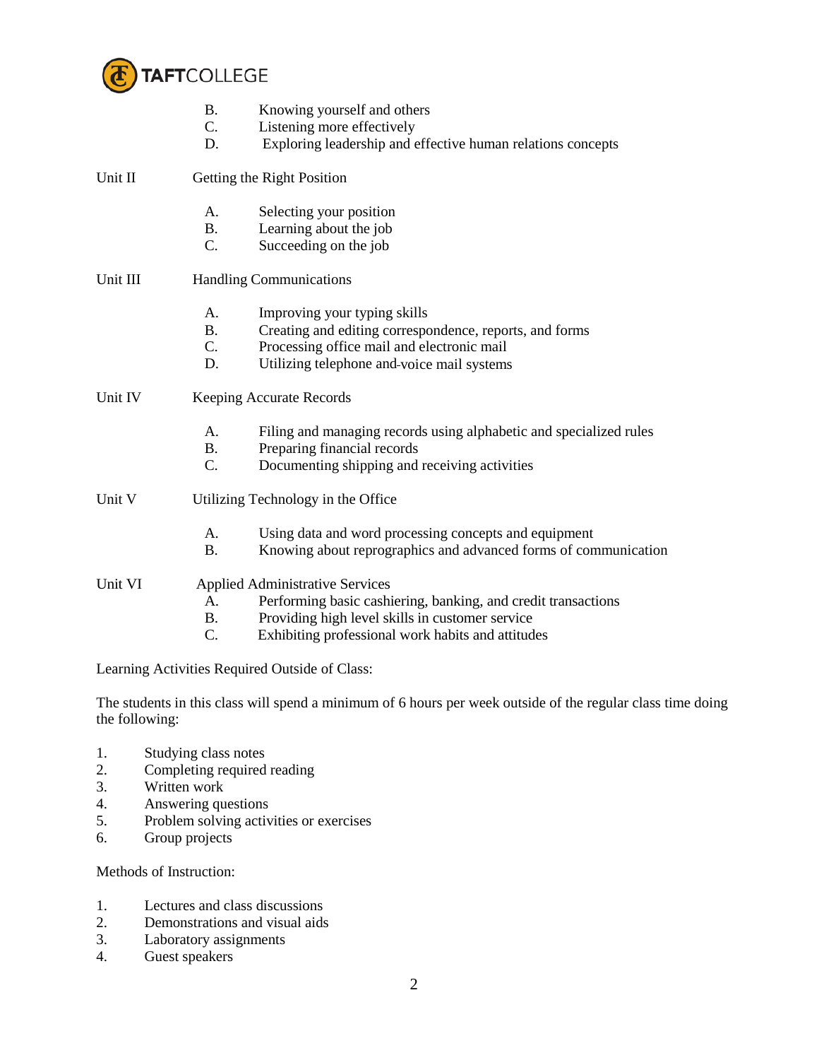B. Knowing yourself and others
C. Listening more effectively
D. Exploring leadership and effective human relations concepts

Unit II Getting the Right Position

A. Selecting your position
B. Learning about the job
C. Succeeding on the job

Unit III Handling Communications

A. Improving your typing skills
B. Creating and editing correspondence, reports, and forms
C. Processing office mail and electronic mail
D. Utilizing telephone and voice mail systems

Unit IV Keeping Accurate Records

A. Filing and managing records using alphabetic and specialized rules
B. Preparing financial records
C. Documenting shipping and receiving activities

Unit V Utilizing Technology in the Office

A. Using data and word processing concepts and equipment
B. Knowing about reprographics and advanced forms of communication

Unit VI Applied Administrative Services

A. Performing basic cashiering, banking, and credit transactions
B. Providing high level skills in customer service
C. Exhibiting professional work habits and attitudes

Learning Activities Required Outside of Class:

The students in this class will spend a minimum of 6 hours per week outside of the regular class time doing the following:

1. Studying class notes
2. Completing required reading
3. Written work
4. Answering questions
5. Problem solving activities or exercises
6. Group projects

Methods of Instruction:

1. Lectures and class discussions
2. Demonstrations and visual aids
3. Laboratory assignments
4. Guest speakers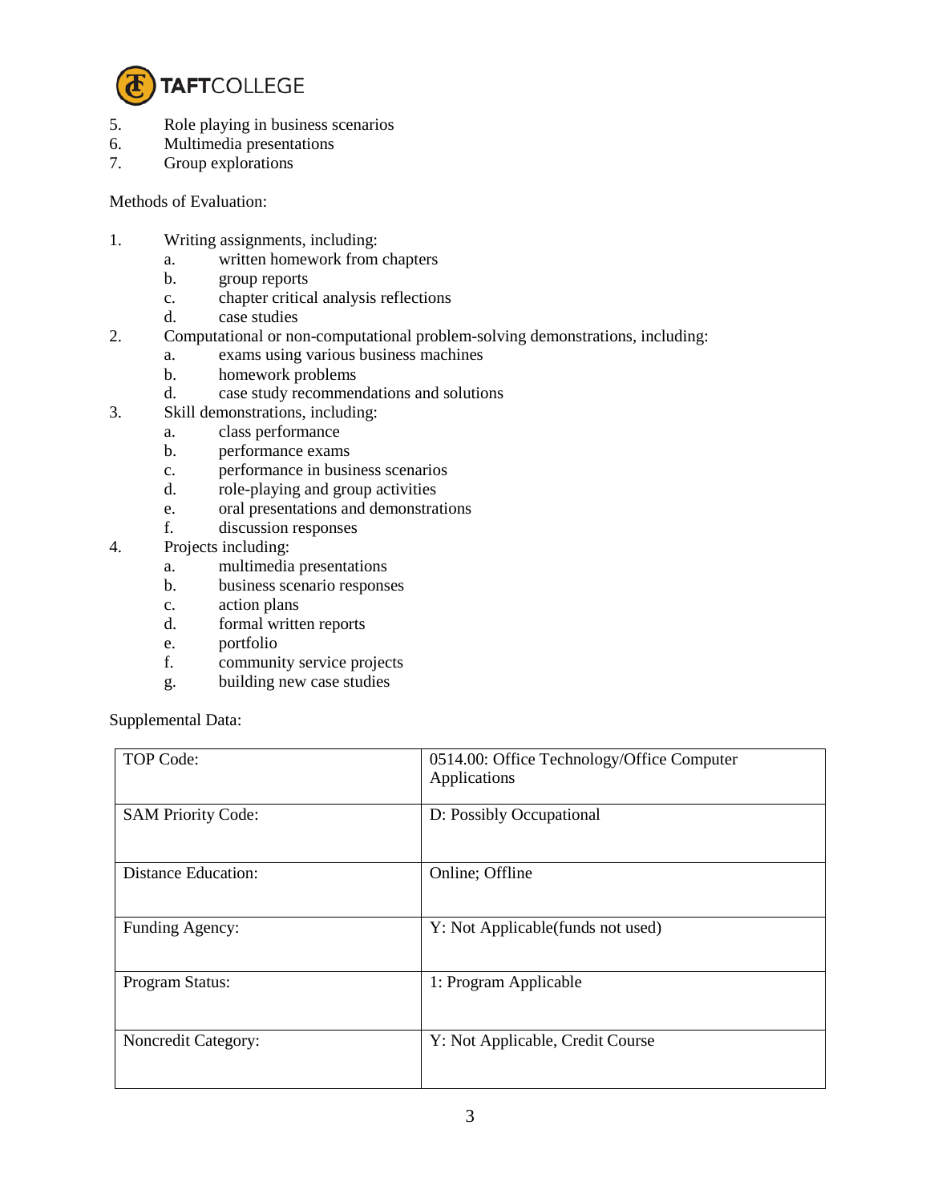5. Role playing in business scenarios
6. Multimedia presentations
7. Group explorations

Methods of Evaluation:

1. Writing assignments, including:
    a. written homework from chapters
    b. group reports
    c. chapter critical analysis reflections
    d. case studies
2. Computational or non-computational problem-solving demonstrations, including:
    a. exams using various business machines
    b. homework problems
    d. case study recommendations and solutions
3. Skill demonstrations, including:
    a. class performance
    b. performance exams
    c. performance in business scenarios
    d. role-playing and group activities
    e. oral presentations and demonstrations
    f. discussion responses
4. Projects including:
    a. multimedia presentations
    b. business scenario responses
    c. action plans
    d. formal written reports
    e. portfolio
    f. community service projects
    g. building new case studies

Supplemental Data:

| | |
|---|---|
| TOP Code: | 0514.00: Office Technology/Office Computer Applications |
| SAM Priority Code: | D: Possibly Occupational |
| Distance Education: | Online; Offline |
| Funding Agency: | Y: Not Applicable(funds not used) |
| Program Status: | 1: Program Applicable |
| Noncredit Category: | Y: Not Applicable, Credit Course |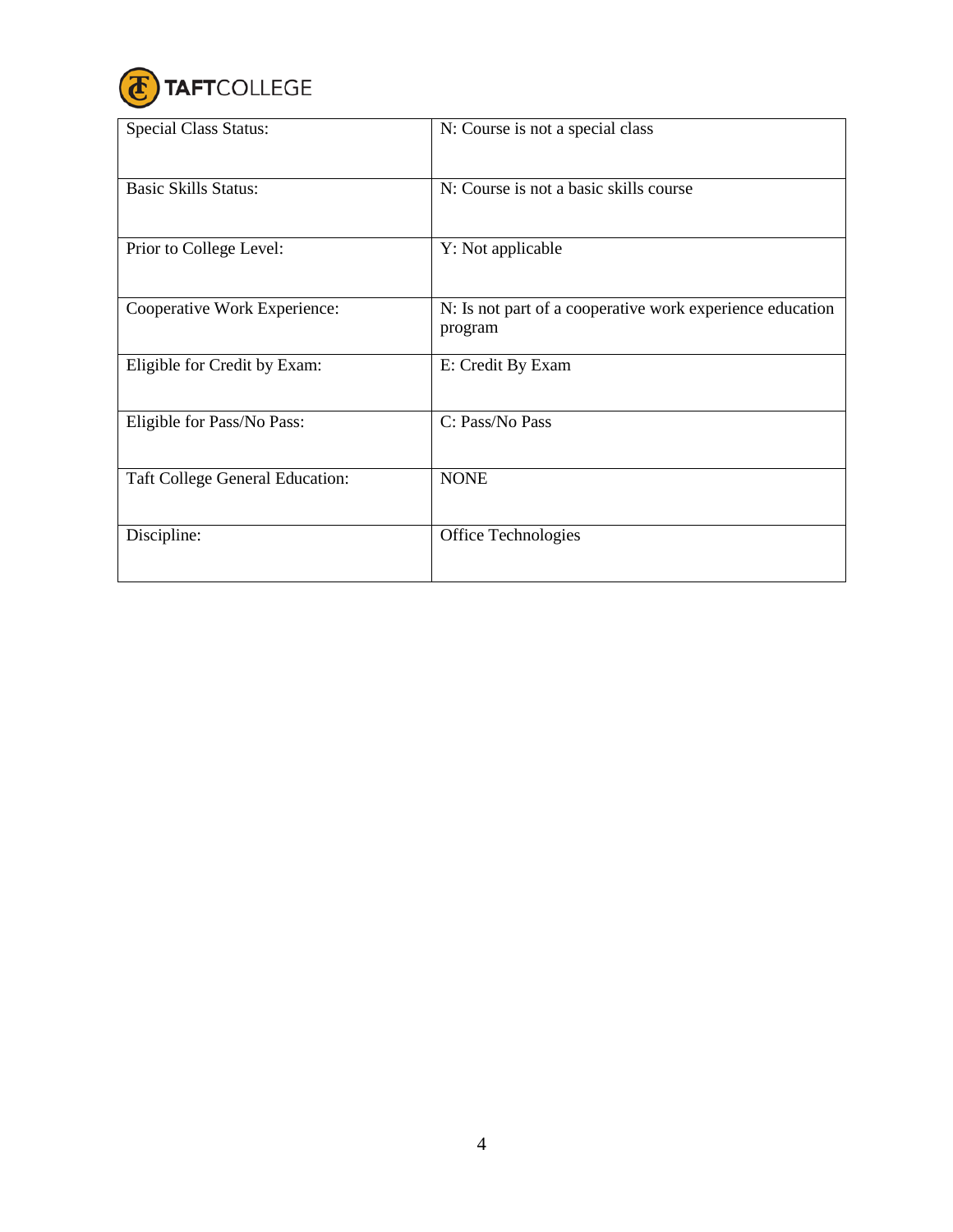| | |
|---|---|
| Special Class Status: | N: Course is not a special class |
| Basic Skills Status: | N: Course is not a basic skills course |
| Prior to College Level: | Y: Not applicable |
| Cooperative Work Experience: | N: Is not part of a cooperative work experience education program |
| Eligible for Credit by Exam: | E: Credit By Exam |
| Eligible for Pass/No Pass: | C: Pass/No Pass |
| Taft College General Education: | NONE |
| Discipline: | Office Technologies |